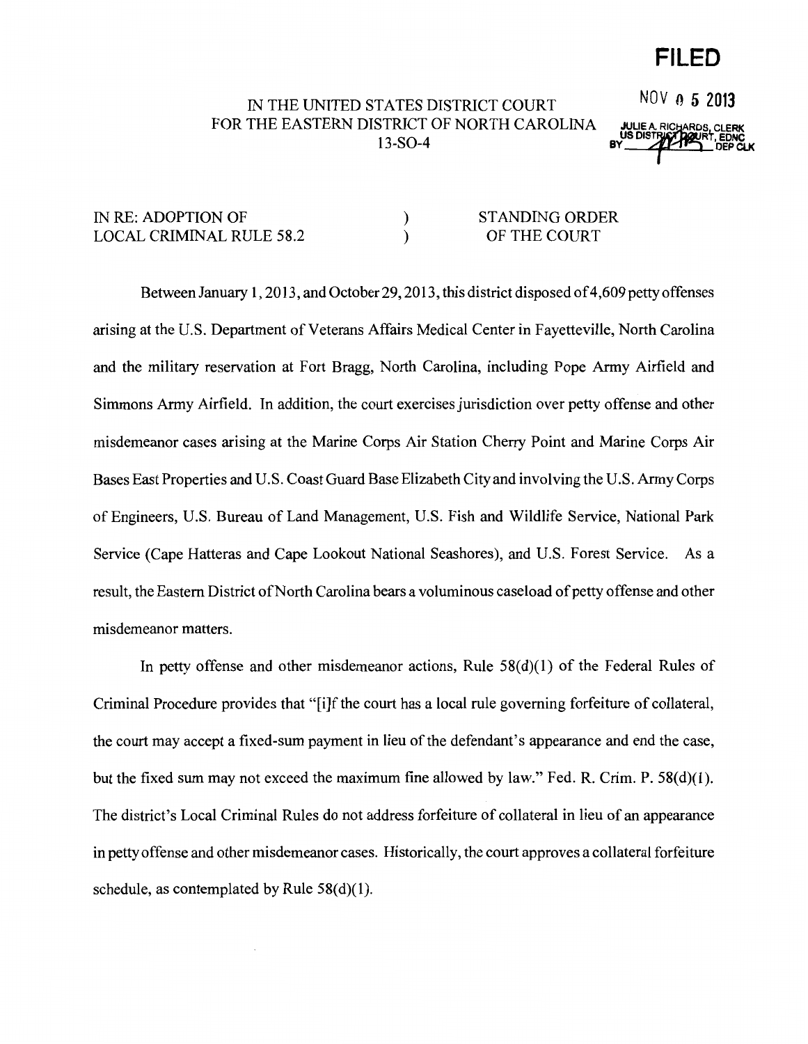**FILED**

NOV 05 2013

JULIE A. RICHARDS, CLERK
US DISTRICT COURT, EDNC
BY ________ DEP CLK

IN THE UNITED STATES DISTRICT COURT
FOR THE EASTERN DISTRICT OF NORTH CAROLINA
13-SO-4

| | | |
|---|---|---|
| IN RE: ADOPTION OF LOCAL CRIMINAL RULE 58.2 | ) ) | STANDING ORDER OF THE COURT |

Between January 1, 2013, and October 29, 2013, this district disposed of 4,609 petty offenses arising at the U.S. Department of Veterans Affairs Medical Center in Fayetteville, North Carolina and the military reservation at Fort Bragg, North Carolina, including Pope Army Airfield and Simmons Army Airfield. In addition, the court exercises jurisdiction over petty offense and other misdemeanor cases arising at the Marine Corps Air Station Cherry Point and Marine Corps Air Bases East Properties and U.S. Coast Guard Base Elizabeth City and involving the U.S. Army Corps of Engineers, U.S. Bureau of Land Management, U.S. Fish and Wildlife Service, National Park Service (Cape Hatteras and Cape Lookout National Seashores), and U.S. Forest Service. As a result, the Eastern District of North Carolina bears a voluminous caseload of petty offense and other misdemeanor matters.

In petty offense and other misdemeanor actions, Rule 58(d)(1) of the Federal Rules of Criminal Procedure provides that "[i]f the court has a local rule governing forfeiture of collateral, the court may accept a fixed-sum payment in lieu of the defendant's appearance and end the case, but the fixed sum may not exceed the maximum fine allowed by law." Fed. R. Crim. P. 58(d)(1). The district's Local Criminal Rules do not address forfeiture of collateral in lieu of an appearance in petty offense and other misdemeanor cases. Historically, the court approves a collateral forfeiture schedule, as contemplated by Rule 58(d)(1).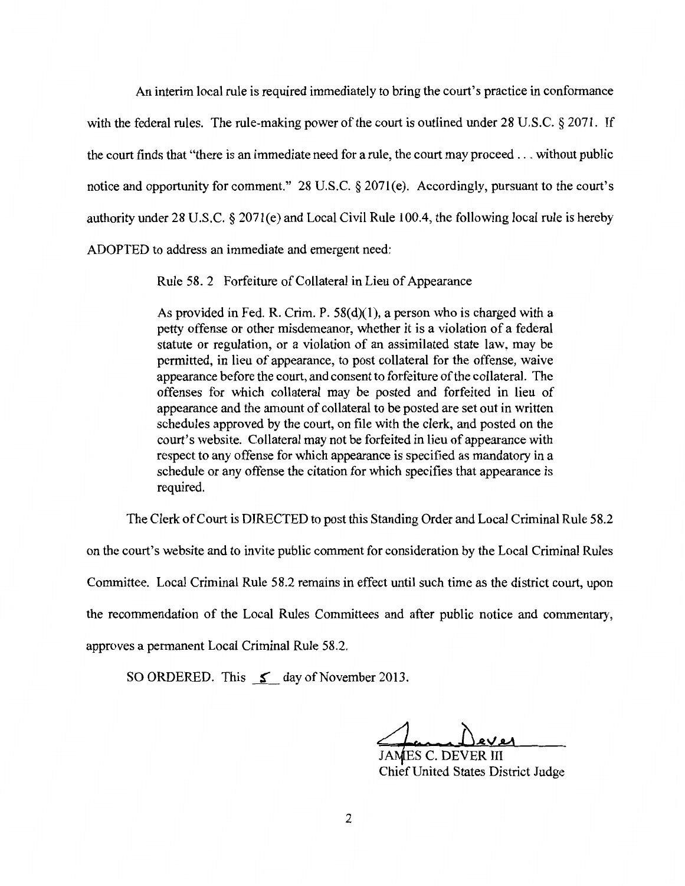An interim local rule is required immediately to bring the court's practice in conformance with the federal rules. The rule-making power of the court is outlined under 28 U.S.C. § 2071. If the court finds that "there is an immediate need for a rule, the court may proceed . . . without public notice and opportunity for comment." 28 U.S.C. § 2071(e). Accordingly, pursuant to the court's authority under 28 U.S.C. § 2071(e) and Local Civil Rule 100.4, the following local rule is hereby ADOPTED to address an immediate and emergent need:

> Rule 58. 2 Forfeiture of Collateral in Lieu of Appearance
>
> As provided in Fed. R. Crim. P. 58(d)(1), a person who is charged with a petty offense or other misdemeanor, whether it is a violation of a federal statute or regulation, or a violation of an assimilated state law, may be permitted, in lieu of appearance, to post collateral for the offense, waive appearance before the court, and consent to forfeiture of the collateral. The offenses for which collateral may be posted and forfeited in lieu of appearance and the amount of collateral to be posted are set out in written schedules approved by the court, on file with the clerk, and posted on the court's website. Collateral may not be forfeited in lieu of appearance with respect to any offense for which appearance is specified as mandatory in a schedule or any offense the citation for which specifies that appearance is required.

The Clerk of Court is DIRECTED to post this Standing Order and Local Criminal Rule 58.2 on the court's website and to invite public comment for consideration by the Local Criminal Rules Committee. Local Criminal Rule 58.2 remains in effect until such time as the district court, upon the recommendation of the Local Rules Committees and after public notice and commentary, approves a permanent Local Criminal Rule 58.2.

SO ORDERED. This 5 day of November 2013.

James C. Dever

JAMES C. DEVER III
Chief United States District Judge